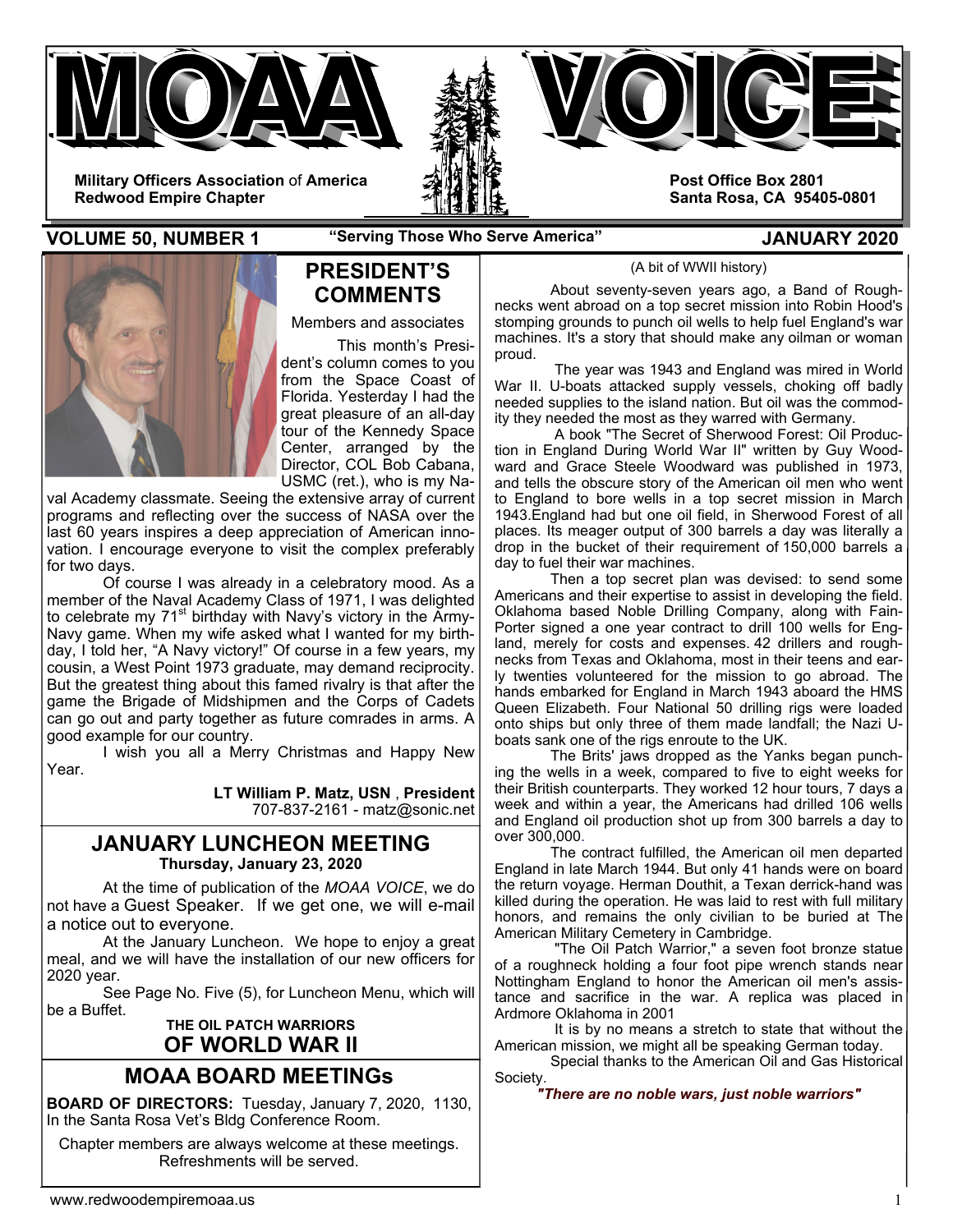# MOAA VOICE

**Military Officers Association of America**
**Redwood Empire Chapter**

**Post Office Box 2801**
**Santa Rosa, CA 95405-0801**

**VOLUME 50, NUMBER 1** **"Serving Those Who Serve America"** **JANUARY 2020**

## PRESIDENT'S COMMENTS

Members and associates

This month's President's column comes to you from the Space Coast of Florida. Yesterday I had the great pleasure of an all-day tour of the Kennedy Space Center, arranged by the Director, COL Bob Cabana, USMC (ret.), who is my Naval Academy classmate. Seeing the extensive array of current programs and reflecting over the success of NASA over the last 60 years inspires a deep appreciation of American innovation. I encourage everyone to visit the complex preferably for two days.

Of course I was already in a celebratory mood. As a member of the Naval Academy Class of 1971, I was delighted to celebrate my 71st birthday with Navy's victory in the Army-Navy game. When my wife asked what I wanted for my birthday, I told her, "A Navy victory!" Of course in a few years, my cousin, a West Point 1973 graduate, may demand reciprocity. But the greatest thing about this famed rivalry is that after the game the Brigade of Midshipmen and the Corps of Cadets can go out and party together as future comrades in arms. A good example for our country.

I wish you all a Merry Christmas and Happy New Year.

**LT William P. Matz, USN**, **President**
707-837-2161 - matz@sonic.net

## JANUARY LUNCHEON MEETING

**Thursday, January 23, 2020**

At the time of publication of the *MOAA VOICE*, we do not have a Guest Speaker. If we get one, we will e-mail a notice out to everyone.

At the January Luncheon. We hope to enjoy a great meal, and we will have the installation of our new officers for 2020 year.

See Page No. Five (5), for Luncheon Menu, which will be a Buffet.

## MOAA BOARD MEETINGs

**BOARD OF DIRECTORS:** Tuesday, January 7, 2020, 1130, In the Santa Rosa Vet's Bldg Conference Room.

Chapter members are always welcome at these meetings. Refreshments will be served.

## THE OIL PATCH WARRIORS OF WORLD WAR II

(A bit of WWII history)

About seventy-seven years ago, a Band of Roughnecks went abroad on a top secret mission into Robin Hood's stomping grounds to punch oil wells to help fuel England's war machines. It's a story that should make any oilman or woman proud.

The year was 1943 and England was mired in World War II. U-boats attacked supply vessels, choking off badly needed supplies to the island nation. But oil was the commodity they needed the most as they warred with Germany.

A book "The Secret of Sherwood Forest: Oil Production in England During World War II" written by Guy Woodward and Grace Steele Woodward was published in 1973, and tells the obscure story of the American oil men who went to England to bore wells in a top secret mission in March 1943.England had but one oil field, in Sherwood Forest of all places. Its meager output of 300 barrels a day was literally a drop in the bucket of their requirement of 150,000 barrels a day to fuel their war machines.

Then a top secret plan was devised: to send some Americans and their expertise to assist in developing the field. Oklahoma based Noble Drilling Company, along with Fain-Porter signed a one year contract to drill 100 wells for England, merely for costs and expenses. 42 drillers and roughnecks from Texas and Oklahoma, most in their teens and early twenties volunteered for the mission to go abroad. The hands embarked for England in March 1943 aboard the HMS Queen Elizabeth. Four National 50 drilling rigs were loaded onto ships but only three of them made landfall; the Nazi U-boats sank one of the rigs enroute to the UK.

The Brits' jaws dropped as the Yanks began punching the wells in a week, compared to five to eight weeks for their British counterparts. They worked 12 hour tours, 7 days a week and within a year, the Americans had drilled 106 wells and England oil production shot up from 300 barrels a day to over 300,000.

The contract fulfilled, the American oil men departed England in late March 1944. But only 41 hands were on board the return voyage. Herman Douthit, a Texan derrick-hand was killed during the operation. He was laid to rest with full military honors, and remains the only civilian to be buried at The American Military Cemetery in Cambridge.

"The Oil Patch Warrior," a seven foot bronze statue of a roughneck holding a four foot pipe wrench stands near Nottingham England to honor the American oil men's assistance and sacrifice in the war. A replica was placed in Ardmore Oklahoma in 2001

It is by no means a stretch to state that without the American mission, we might all be speaking German today.

Special thanks to the American Oil and Gas Historical Society.

***"There are no noble wars, just noble warriors"***

www.redwoodempiremoaa.us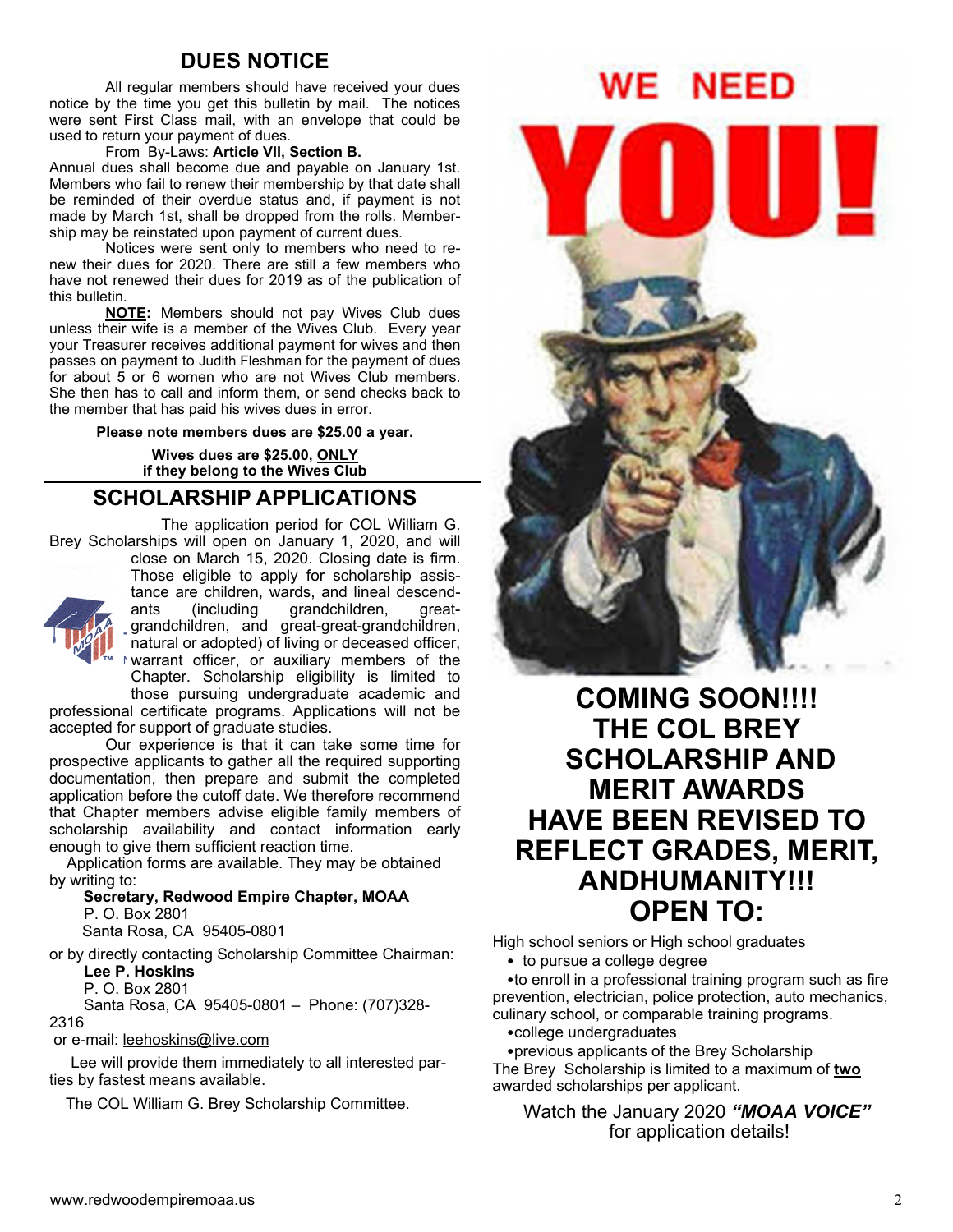## DUES NOTICE

All regular members should have received your dues notice by the time you get this bulletin by mail. The notices were sent First Class mail, with an envelope that could be used to return your payment of dues.

From By-Laws: **Article VII, Section B.**

Annual dues shall become due and payable on January 1st. Members who fail to renew their membership by that date shall be reminded of their overdue status and, if payment is not made by March 1st, shall be dropped from the rolls. Membership may be reinstated upon payment of current dues.

Notices were sent only to members who need to renew their dues for 2020. There are still a few members who have not renewed their dues for 2019 as of the publication of this bulletin.

**NOTE:** Members should not pay Wives Club dues unless their wife is a member of the Wives Club. Every year your Treasurer receives additional payment for wives and then passes on payment to Judith Fleshman for the payment of dues for about 5 or 6 women who are not Wives Club members. She then has to call and inform them, or send checks back to the member that has paid his wives dues in error.

**Please note members dues are $25.00 a year.**

**Wives dues are $25.00, ONLY if they belong to the Wives Club**

## SCHOLARSHIP APPLICATIONS

The application period for COL William G. Brey Scholarships will open on January 1, 2020, and will close on March 15, 2020. Closing date is firm. Those eligible to apply for scholarship assistance are children, wards, and lineal descendants (including grandchildren, great-grandchildren, and great-great-grandchildren, natural or adopted) of living or deceased officer, warrant officer, or auxiliary members of the Chapter. Scholarship eligibility is limited to those pursuing undergraduate academic and professional certificate programs. Applications will not be accepted for support of graduate studies.

Our experience is that it can take some time for prospective applicants to gather all the required supporting documentation, then prepare and submit the completed application before the cutoff date. We therefore recommend that Chapter members advise eligible family members of scholarship availability and contact information early enough to give them sufficient reaction time.

Application forms are available. They may be obtained by writing to:

**Secretary, Redwood Empire Chapter, MOAA**
P. O. Box 2801
Santa Rosa, CA 95405-0801

or by directly contacting Scholarship Committee Chairman:

**Lee P. Hoskins**
P. O. Box 2801
Santa Rosa, CA 95405-0801 – Phone: (707)328-2316

or e-mail: leehoskins@live.com

Lee will provide them immediately to all interested parties by fastest means available.

The COL William G. Brey Scholarship Committee.

## COMING SOON!!!! THE COL BREY SCHOLARSHIP AND MERIT AWARDS HAVE BEEN REVISED TO REFLECT GRADES, MERIT, ANDHUMANITY!!! OPEN TO:

High school seniors or High school graduates

- to pursue a college degree
- to enroll in a professional training program such as fire prevention, electrician, police protection, auto mechanics, culinary school, or comparable training programs.
- college undergraduates
- previous applicants of the Brey Scholarship

The Brey Scholarship is limited to a maximum of **two** awarded scholarships per applicant.

Watch the January 2020 ***"MOAA VOICE"*** for application details!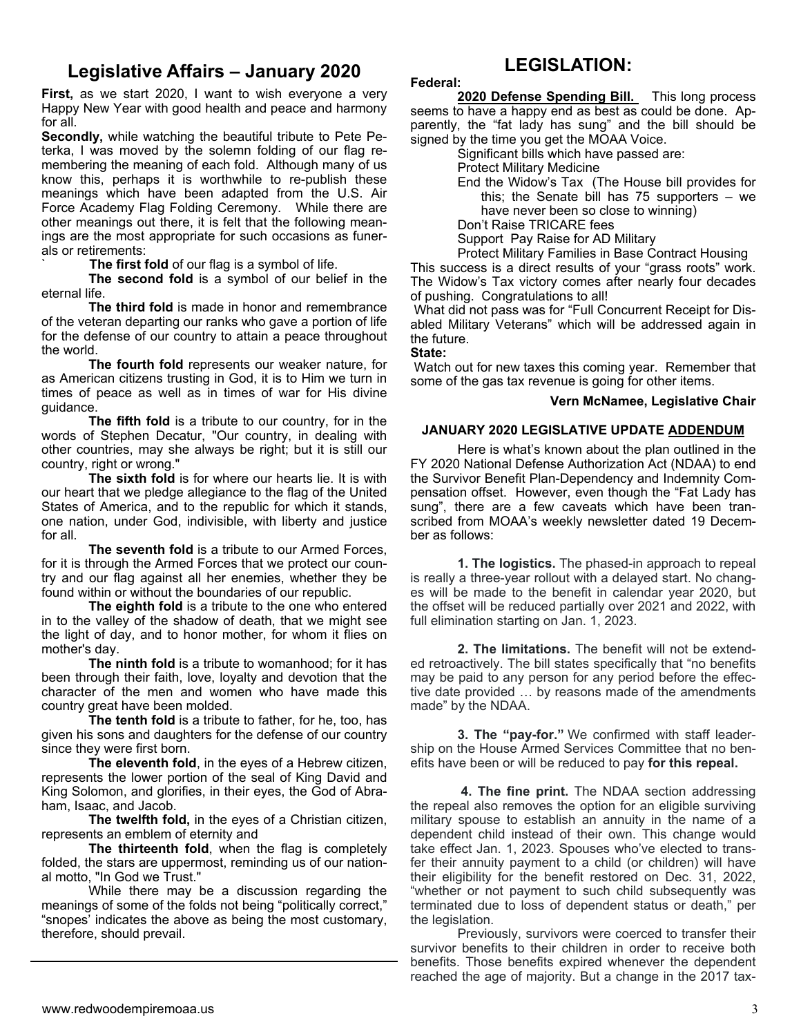## Legislative Affairs – January 2020

**First,** as we start 2020, I want to wish everyone a very Happy New Year with good health and peace and harmony for all.

**Secondly,** while watching the beautiful tribute to Pete Peterka, I was moved by the solemn folding of our flag remembering the meaning of each fold. Although many of us know this, perhaps it is worthwhile to re-publish these meanings which have been adapted from the U.S. Air Force Academy Flag Folding Ceremony. While there are other meanings out there, it is felt that the following meanings are the most appropriate for such occasions as funerals or retirements:

**The first fold** of our flag is a symbol of life.

**The second fold** is a symbol of our belief in the eternal life.

**The third fold** is made in honor and remembrance of the veteran departing our ranks who gave a portion of life for the defense of our country to attain a peace throughout the world.

**The fourth fold** represents our weaker nature, for as American citizens trusting in God, it is to Him we turn in times of peace as well as in times of war for His divine guidance.

**The fifth fold** is a tribute to our country, for in the words of Stephen Decatur, "Our country, in dealing with other countries, may she always be right; but it is still our country, right or wrong."

**The sixth fold** is for where our hearts lie. It is with our heart that we pledge allegiance to the flag of the United States of America, and to the republic for which it stands, one nation, under God, indivisible, with liberty and justice for all.

**The seventh fold** is a tribute to our Armed Forces, for it is through the Armed Forces that we protect our country and our flag against all her enemies, whether they be found within or without the boundaries of our republic.

**The eighth fold** is a tribute to the one who entered in to the valley of the shadow of death, that we might see the light of day, and to honor mother, for whom it flies on mother's day.

**The ninth fold** is a tribute to womanhood; for it has been through their faith, love, loyalty and devotion that the character of the men and women who have made this country great have been molded.

**The tenth fold** is a tribute to father, for he, too, has given his sons and daughters for the defense of our country since they were first born.

**The eleventh fold**, in the eyes of a Hebrew citizen, represents the lower portion of the seal of King David and King Solomon, and glorifies, in their eyes, the God of Abraham, Isaac, and Jacob.

**The twelfth fold,** in the eyes of a Christian citizen, represents an emblem of eternity and

**The thirteenth fold**, when the flag is completely folded, the stars are uppermost, reminding us of our national motto, "In God we Trust."

While there may be a discussion regarding the meanings of some of the folds not being "politically correct," "snopes' indicates the above as being the most customary, therefore, should prevail.

## LEGISLATION:

**Federal:**

**2020 Defense Spending Bill.** This long process seems to have a happy end as best as could be done. Apparently, the "fat lady has sung" and the bill should be signed by the time you get the MOAA Voice.

Significant bills which have passed are:

- Protect Military Medicine
- End the Widow's Tax (The House bill provides for this; the Senate bill has 75 supporters – we have never been so close to winning)
- Don't Raise TRICARE fees
- Support Pay Raise for AD Military
- Protect Military Families in Base Contract Housing

This success is a direct results of your "grass roots" work. The Widow's Tax victory comes after nearly four decades of pushing. Congratulations to all!

What did not pass was for "Full Concurrent Receipt for Disabled Military Veterans" which will be addressed again in the future.

**State:**

Watch out for new taxes this coming year. Remember that some of the gas tax revenue is going for other items.

**Vern McNamee, Legislative Chair**

### JANUARY 2020 LEGISLATIVE UPDATE ADDENDUM

Here is what's known about the plan outlined in the FY 2020 National Defense Authorization Act (NDAA) to end the Survivor Benefit Plan-Dependency and Indemnity Compensation offset. However, even though the "Fat Lady has sung", there are a few caveats which have been transcribed from MOAA's weekly newsletter dated 19 December as follows:

**1. The logistics.** The phased-in approach to repeal is really a three-year rollout with a delayed start. No changes will be made to the benefit in calendar year 2020, but the offset will be reduced partially over 2021 and 2022, with full elimination starting on Jan. 1, 2023.

**2. The limitations.** The benefit will not be extended retroactively. The bill states specifically that "no benefits may be paid to any person for any period before the effective date provided … by reasons made of the amendments made" by the NDAA.

**3. The "pay-for."** We confirmed with staff leadership on the House Armed Services Committee that no benefits have been or will be reduced to pay **for this repeal.**

**4. The fine print.** The NDAA section addressing the repeal also removes the option for an eligible surviving military spouse to establish an annuity in the name of a dependent child instead of their own. This change would take effect Jan. 1, 2023. Spouses who've elected to transfer their annuity payment to a child (or children) will have their eligibility for the benefit restored on Dec. 31, 2022, "whether or not payment to such child subsequently was terminated due to loss of dependent status or death," per the legislation.

Previously, survivors were coerced to transfer their survivor benefits to their children in order to receive both benefits. Those benefits expired whenever the dependent reached the age of majority. But a change in the 2017 tax-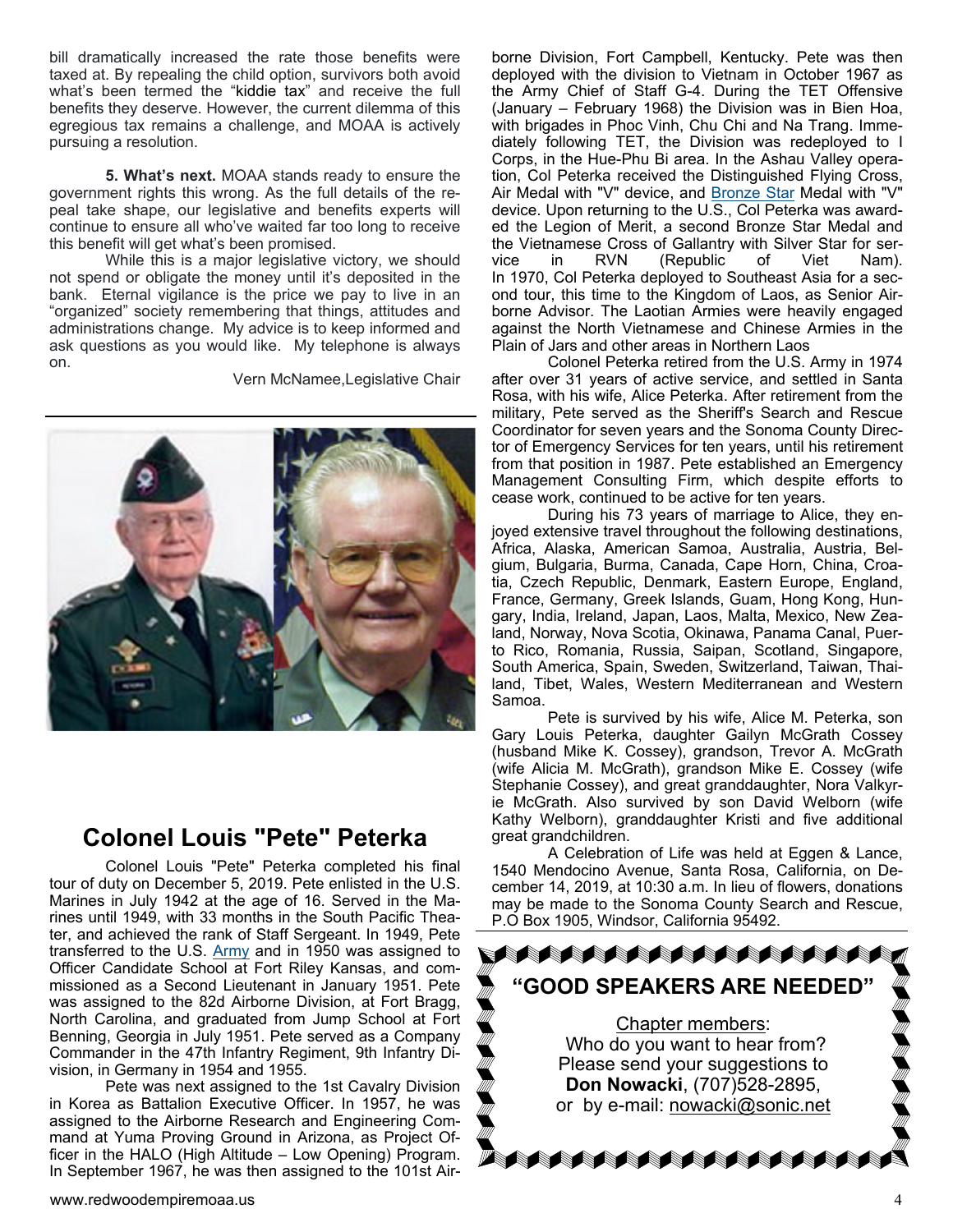bill dramatically increased the rate those benefits were taxed at. By repealing the child option, survivors both avoid what's been termed the "kiddie tax" and receive the full benefits they deserve. However, the current dilemma of this egregious tax remains a challenge, and MOAA is actively pursuing a resolution.

**5. What's next.** MOAA stands ready to ensure the government rights this wrong. As the full details of the repeal take shape, our legislative and benefits experts will continue to ensure all who've waited far too long to receive this benefit will get what's been promised.

While this is a major legislative victory, we should not spend or obligate the money until it's deposited in the bank. Eternal vigilance is the price we pay to live in an "organized" society remembering that things, attitudes and administrations change. My advice is to keep informed and ask questions as you would like. My telephone is always on.

Vern McNamee, Legislative Chair

## Colonel Louis "Pete" Peterka

Colonel Louis "Pete" Peterka completed his final tour of duty on December 5, 2019. Pete enlisted in the U.S. Marines in July 1942 at the age of 16. Served in the Marines until 1949, with 33 months in the South Pacific Theater, and achieved the rank of Staff Sergeant. In 1949, Pete transferred to the U.S. Army and in 1950 was assigned to Officer Candidate School at Fort Riley Kansas, and commissioned as a Second Lieutenant in January 1951. Pete was assigned to the 82d Airborne Division, at Fort Bragg, North Carolina, and graduated from Jump School at Fort Benning, Georgia in July 1951. Pete served as a Company Commander in the 47th Infantry Regiment, 9th Infantry Division, in Germany in 1954 and 1955.

Pete was next assigned to the 1st Cavalry Division in Korea as Battalion Executive Officer. In 1957, he was assigned to the Airborne Research and Engineering Command at Yuma Proving Ground in Arizona, as Project Officer in the HALO (High Altitude – Low Opening) Program. In September 1967, he was then assigned to the 101st Airborne Division, Fort Campbell, Kentucky. Pete was then deployed with the division to Vietnam in October 1967 as the Army Chief of Staff G-4. During the TET Offensive (January – February 1968) the Division was in Bien Hoa, with brigades in Phoc Vinh, Chu Chi and Na Trang. Immediately following TET, the Division was redeployed to I Corps, in the Hue-Phu Bi area. In the Ashau Valley operation, Col Peterka received the Distinguished Flying Cross, Air Medal with "V" device, and Bronze Star Medal with "V" device. Upon returning to the U.S., Col Peterka was awarded the Legion of Merit, a second Bronze Star Medal and the Vietnamese Cross of Gallantry with Silver Star for service in RVN (Republic of Viet Nam). In 1970, Col Peterka deployed to Southeast Asia for a second tour, this time to the Kingdom of Laos, as Senior Airborne Advisor. The Laotian Armies were heavily engaged against the North Vietnamese and Chinese Armies in the Plain of Jars and other areas in Northern Laos

Colonel Peterka retired from the U.S. Army in 1974 after over 31 years of active service, and settled in Santa Rosa, with his wife, Alice Peterka. After retirement from the military, Pete served as the Sheriff's Search and Rescue Coordinator for seven years and the Sonoma County Director of Emergency Services for ten years, until his retirement from that position in 1987. Pete established an Emergency Management Consulting Firm, which despite efforts to cease work, continued to be active for ten years.

During his 73 years of marriage to Alice, they enjoyed extensive travel throughout the following destinations, Africa, Alaska, American Samoa, Australia, Austria, Belgium, Bulgaria, Burma, Canada, Cape Horn, China, Croatia, Czech Republic, Denmark, Eastern Europe, England, France, Germany, Greek Islands, Guam, Hong Kong, Hungary, India, Ireland, Japan, Laos, Malta, Mexico, New Zealand, Norway, Nova Scotia, Okinawa, Panama Canal, Puerto Rico, Romania, Russia, Saipan, Scotland, Singapore, South America, Spain, Sweden, Switzerland, Taiwan, Thailand, Tibet, Wales, Western Mediterranean and Western Samoa.

Pete is survived by his wife, Alice M. Peterka, son Gary Louis Peterka, daughter Gailyn McGrath Cossey (husband Mike K. Cossey), grandson, Trevor A. McGrath (wife Alicia M. McGrath), grandson Mike E. Cossey (wife Stephanie Cossey), and great granddaughter, Nora Valkyrie McGrath. Also survived by son David Welborn (wife Kathy Welborn), granddaughter Kristi and five additional great grandchildren.

A Celebration of Life was held at Eggen & Lance, 1540 Mendocino Avenue, Santa Rosa, California, on December 14, 2019, at 10:30 a.m. In lieu of flowers, donations may be made to the Sonoma County Search and Rescue, P.O Box 1905, Windsor, California 95492.

**"GOOD SPEAKERS ARE NEEDED"**

Chapter members:
Who do you want to hear from?
Please send your suggestions to
**Don Nowacki**, (707)528-2895,
or by e-mail: nowacki@sonic.net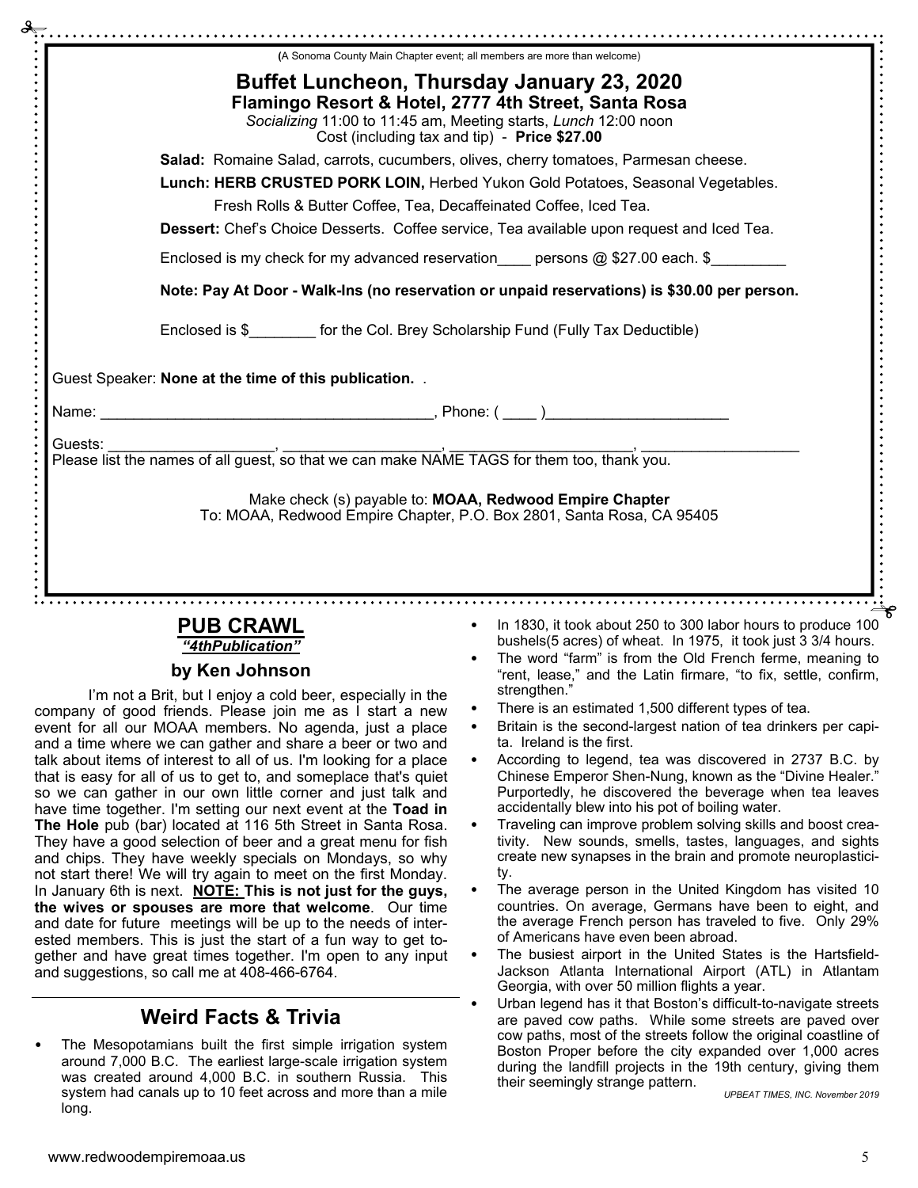(A Sonoma County Main Chapter event; all members are more than welcome)

## Buffet Luncheon, Thursday January 23, 2020

### Flamingo Resort & Hotel, 2777 4th Street, Santa Rosa

*Socializing* 11:00 to 11:45 am, Meeting starts, *Lunch* 12:00 noon
Cost (including tax and tip) - **Price $27.00**

**Salad:** Romaine Salad, carrots, cucumbers, olives, cherry tomatoes, Parmesan cheese.

**Lunch: HERB CRUSTED PORK LOIN,** Herbed Yukon Gold Potatoes, Seasonal Vegetables. Fresh Rolls & Butter Coffee, Tea, Decaffeinated Coffee, Iced Tea.

**Dessert:** Chef's Choice Desserts. Coffee service, Tea available upon request and Iced Tea.

Enclosed is my check for my advanced reservation____ persons @ $27.00 each. $_________

**Note: Pay At Door - Walk-Ins (no reservation or unpaid reservations) is $30.00 per person.**

Enclosed is $________ for the Col. Brey Scholarship Fund (Fully Tax Deductible)

Guest Speaker: **None at the time of this publication.** .

Name: ________________________________________, Phone: ( ____ )______________________

Guests: ____________________, ___________________, ______________________, ___________________
Please list the names of all guest, so that we can make NAME TAGS for them too, thank you.

Make check (s) payable to: **MOAA, Redwood Empire Chapter**
To: MOAA, Redwood Empire Chapter, P.O. Box 2801, Santa Rosa, CA 95405

## PUB CRAWL

***"4thPublication"***

### by Ken Johnson

I'm not a Brit, but I enjoy a cold beer, especially in the company of good friends. Please join me as I start a new event for all our MOAA members. No agenda, just a place and a time where we can gather and share a beer or two and talk about items of interest to all of us. I'm looking for a place that is easy for all of us to get to, and someplace that's quiet so we can gather in our own little corner and just talk and have time together. I'm setting our next event at the **Toad in The Hole** pub (bar) located at 116 5th Street in Santa Rosa. They have a good selection of beer and a great menu for fish and chips. They have weekly specials on Mondays, so why not start there! We will try again to meet on the first Monday. In January 6th is next. **NOTE: This is not just for the guys, the wives or spouses are more that welcome**. Our time and date for future meetings will be up to the needs of interested members. This is just the start of a fun way to get together and have great times together. I'm open to any input and suggestions, so call me at 408-466-6764.

## Weird Facts & Trivia

- The Mesopotamians built the first simple irrigation system around 7,000 B.C. The earliest large-scale irrigation system was created around 4,000 B.C. in southern Russia. This system had canals up to 10 feet across and more than a mile long.
- In 1830, it took about 250 to 300 labor hours to produce 100 bushels(5 acres) of wheat. In 1975, it took just 3 3/4 hours.
- The word "farm" is from the Old French ferme, meaning to "rent, lease," and the Latin firmare, "to fix, settle, confirm, strengthen."
- There is an estimated 1,500 different types of tea.
- Britain is the second-largest nation of tea drinkers per capita. Ireland is the first.
- According to legend, tea was discovered in 2737 B.C. by Chinese Emperor Shen-Nung, known as the "Divine Healer." Purportedly, he discovered the beverage when tea leaves accidentally blew into his pot of boiling water.
- Traveling can improve problem solving skills and boost creativity. New sounds, smells, tastes, languages, and sights create new synapses in the brain and promote neuroplasticity.
- The average person in the United Kingdom has visited 10 countries. On average, Germans have been to eight, and the average French person has traveled to five. Only 29% of Americans have even been abroad.
- The busiest airport in the United States is the Hartsfield-Jackson Atlanta International Airport (ATL) in Atlantam Georgia, with over 50 million flights a year.
- Urban legend has it that Boston's difficult-to-navigate streets are paved cow paths. While some streets are paved over cow paths, most of the streets follow the original coastline of Boston Proper before the city expanded over 1,000 acres during the landfill projects in the 19th century, giving them their seemingly strange pattern.

*UPBEAT TIMES, INC. November 2019*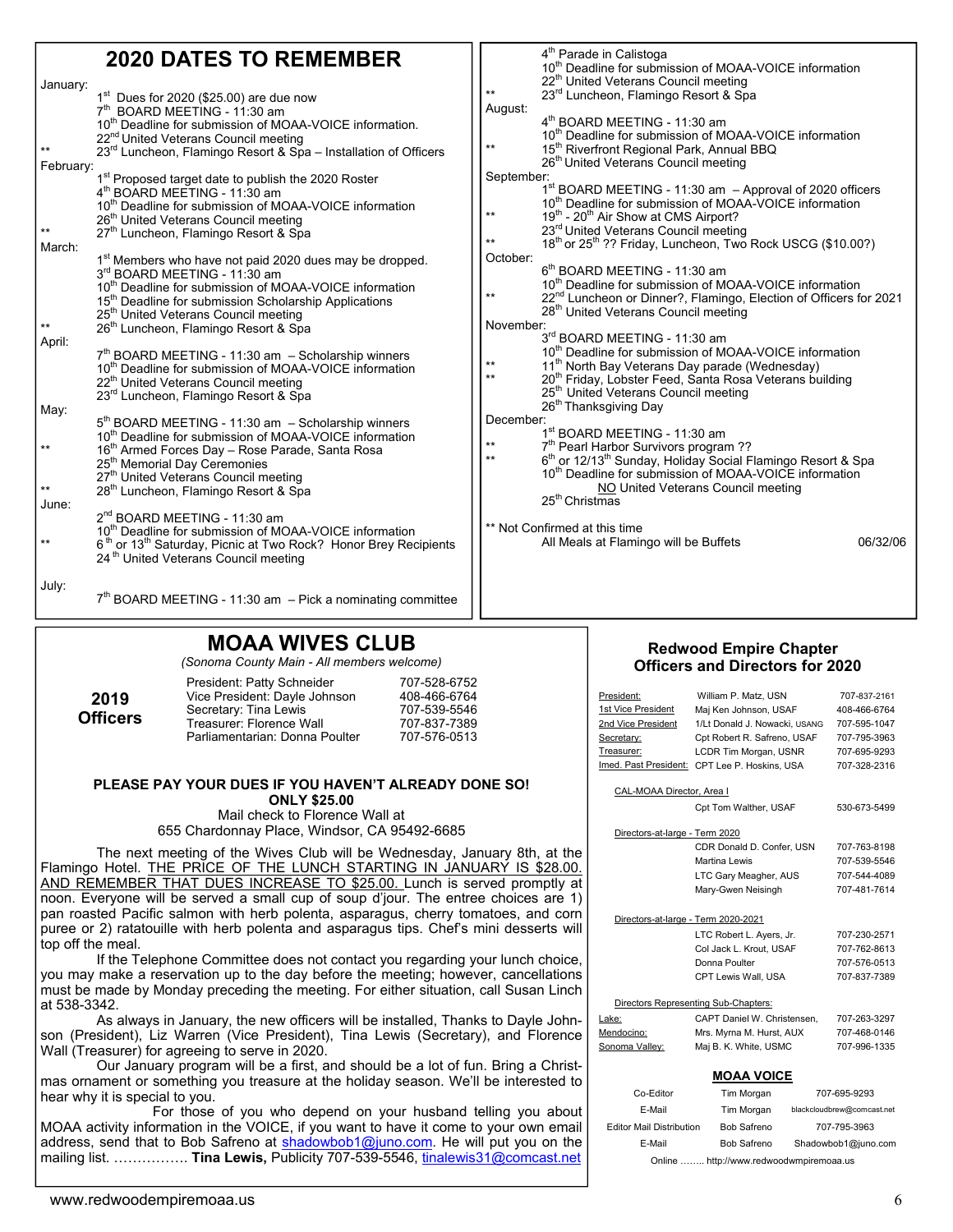# 2020 DATES TO REMEMBER

January:

- 1st Dues for 2020 ($25.00) are due now
- 7th BOARD MEETING - 11:30 am
- 10th Deadline for submission of MOAA-VOICE information.
- 22nd United Veterans Council meeting
- ** 23rd Luncheon, Flamingo Resort & Spa – Installation of Officers

February:

- 1st Proposed target date to publish the 2020 Roster
- 4th BOARD MEETING - 11:30 am
- 10th Deadline for submission of MOAA-VOICE information
- 26th United Veterans Council meeting
- ** 27th Luncheon, Flamingo Resort & Spa

March:

- 1st Members who have not paid 2020 dues may be dropped.
- 3rd BOARD MEETING - 11:30 am
- 10th Deadline for submission of MOAA-VOICE information
- 15th Deadline for submission Scholarship Applications
- 25th United Veterans Council meeting
- ** 26th Luncheon, Flamingo Resort & Spa

April:

- 7th BOARD MEETING - 11:30 am – Scholarship winners
- 10th Deadline for submission of MOAA-VOICE information
- 22nd United Veterans Council meeting
- 23rd Luncheon, Flamingo Resort & Spa

May:

- 5th BOARD MEETING - 11:30 am – Scholarship winners
- 10th Deadline for submission of MOAA-VOICE information
- ** 16th Armed Forces Day – Rose Parade, Santa Rosa
- 25th Memorial Day Ceremonies
- 27th United Veterans Council meeting
- ** 28th Luncheon, Flamingo Resort & Spa

June:

- 2nd BOARD MEETING - 11:30 am
- 10th Deadline for submission of MOAA-VOICE information
- ** 6th or 13th Saturday, Picnic at Two Rock? Honor Brey Recipients
- 24th United Veterans Council meeting

July:

- 7th BOARD MEETING - 11:30 am – Pick a nominating committee
- 4th Parade in Calistoga
- 10th Deadline for submission of MOAA-VOICE information
- 22nd United Veterans Council meeting
- ** 23rd Luncheon, Flamingo Resort & Spa

August:

- 4th BOARD MEETING - 11:30 am
- 10th Deadline for submission of MOAA-VOICE information
- ** 15th Riverfront Regional Park, Annual BBQ
- 26th United Veterans Council meeting

September:

- 1st BOARD MEETING - 11:30 am – Approval of 2020 officers
- 10th Deadline for submission of MOAA-VOICE information
- ** 19th - 20th Air Show at CMS Airport?
- 23rd United Veterans Council meeting
- ** 18th or 25th ?? Friday, Luncheon, Two Rock USCG ($10.00?)

October:

- 6th BOARD MEETING - 11:30 am
- 10th Deadline for submission of MOAA-VOICE information
- ** 22nd Luncheon or Dinner?, Flamingo, Election of Officers for 2021
- 28th United Veterans Council meeting

November:

- 3rd BOARD MEETING - 11:30 am
- 10th Deadline for submission of MOAA-VOICE information
- ** 11th North Bay Veterans Day parade (Wednesday)
- ** 20th Friday, Lobster Feed, Santa Rosa Veterans building
- 25th United Veterans Council meeting
- 26th Thanksgiving Day

December:

- 1st BOARD MEETING - 11:30 am
- ** 7th Pearl Harbor Survivors program ??
- ** 6th or 12/13th Sunday, Holiday Social Flamingo Resort & Spa
- 10th Deadline for submission of MOAA-VOICE information
- NO United Veterans Council meeting
- 25th Christmas

** Not Confirmed at this time

All Meals at Flamingo will be Buffets 06/32/06

# MOAA WIVES CLUB

*(Sonoma County Main - All members welcome)*

**2019 Officers**

| | |
|---|---|
| President: Patty Schneider | 707-528-6752 |
| Vice President: Dayle Johnson | 408-466-6764 |
| Secretary: Tina Lewis | 707-539-5546 |
| Treasurer: Florence Wall | 707-837-7389 |
| Parliamentarian: Donna Poulter | 707-576-0513 |

**PLEASE PAY YOUR DUES IF YOU HAVEN'T ALREADY DONE SO!**
**ONLY $25.00**
Mail check to Florence Wall at
655 Chardonnay Place, Windsor, CA 95492-6685

The next meeting of the Wives Club will be Wednesday, January 8th, at the Flamingo Hotel. THE PRICE OF THE LUNCH STARTING IN JANUARY IS $28.00. AND REMEMBER THAT DUES INCREASE TO $25.00. Lunch is served promptly at noon. Everyone will be served a small cup of soup d'jour. The entree choices are 1) pan roasted Pacific salmon with herb polenta, asparagus, cherry tomatoes, and corn puree or 2) ratatouille with herb polenta and asparagus tips. Chef's mini desserts will top off the meal.

If the Telephone Committee does not contact you regarding your lunch choice, you may make a reservation up to the day before the meeting; however, cancellations must be made by Monday preceding the meeting. For either situation, call Susan Linch at 538-3342.

As always in January, the new officers will be installed, Thanks to Dayle Johnson (President), Liz Warren (Vice President), Tina Lewis (Secretary), and Florence Wall (Treasurer) for agreeing to serve in 2020.

Our January program will be a first, and should be a lot of fun. Bring a Christmas ornament or something you treasure at the holiday season. We'll be interested to hear why it is special to you.

For those of you who depend on your husband telling you about MOAA activity information in the VOICE, if you want to have it come to your own email address, send that to Bob Safreno at shadowbob1@juno.com. He will put you on the mailing list. ……………. **Tina Lewis,** Publicity 707-539-5546, tinalewis31@comcast.net

## Redwood Empire Chapter Officers and Directors for 2020

| | | |
|---|---|---|
| President: | William P. Matz, USN | 707-837-2161 |
| 1st Vice President | Maj Ken Johnson, USAF | 408-466-6764 |
| 2nd Vice President | 1/Lt Donald J. Nowacki, USANG | 707-595-1047 |
| Secretary: | Cpt Robert R. Safreno, USAF | 707-795-3963 |
| Treasurer: | LCDR Tim Morgan, USNR | 707-695-9293 |
| Imed. Past President: | CPT Lee P. Hoskins, USA | 707-328-2316 |

CAL-MOAA Director, Area I

| | |
|---|---|
| Cpt Tom Walther, USAF | 530-673-5499 |

Directors-at-large - Term 2020

| | |
|---|---|
| CDR Donald D. Confer, USN | 707-763-8198 |
| Martina Lewis | 707-539-5546 |
| LTC Gary Meagher, AUS | 707-544-4089 |
| Mary-Gwen Neisingh | 707-481-7614 |

Directors-at-large - Term 2020-2021

| | |
|---|---|
| LTC Robert L. Ayers, Jr. | 707-230-2571 |
| Col Jack L. Krout, USAF | 707-762-8613 |
| Donna Poulter | 707-576-0513 |
| CPT Lewis Wall, USA | 707-837-7389 |

Directors Representing Sub-Chapters:

| | | |
|---|---|---|
| Lake: | CAPT Daniel W. Christensen, | 707-263-3297 |
| Mendocino: | Mrs. Myrna M. Hurst, AUX | 707-468-0146 |
| Sonoma Valley: | Maj B. K. White, USMC | 707-996-1335 |

**MOAA VOICE**

| | | |
|---|---|---|
| Co-Editor | Tim Morgan | 707-695-9293 |
| E-Mail | Tim Morgan | blackcloudbrew@comcast.net |
| Editor Mail Distribution | Bob Safreno | 707-795-3963 |
| E-Mail | Bob Safreno | Shadowbob1@juno.com |

Online …….. http://www.redwoodwmpiremoaa.us

www.redwoodempiremoaa.us